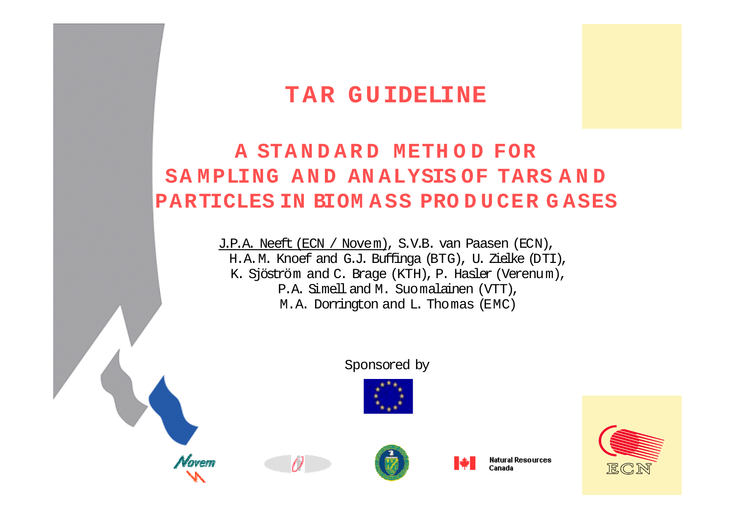# TAR GUIDELINE

## A STANDARD METHOD FOR SAMPLING AND ANALYSIS OF TARS AND PARTICLES IN BIOMASS PRODUCER GASES

J.P.A. Neeft (ECN / Novem), S.V.B. van Paasen (ECN),
H.A.M. Knoef and G.J. Buffinga (BTG), U. Zielke (DTI),
K. Sjöström and C. Brage (KTH), P. Hasler (Verenum),
P.A. Simell and M. Suomalainen (VTT),
M.A. Dorrington and L. Thomas (EMC)

Sponsored by

Natural Resources Canada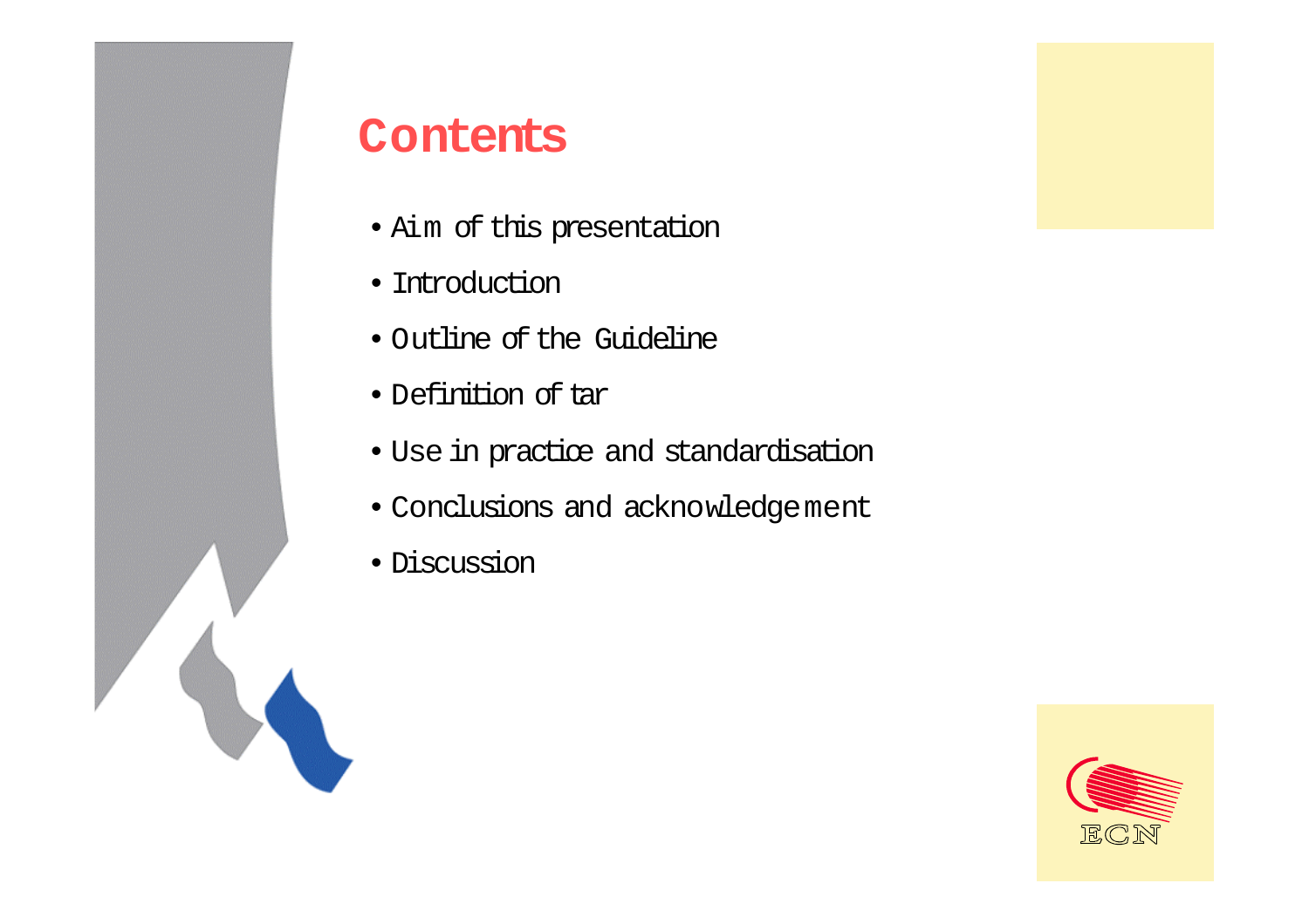# Contents

- Aim of this presentation
- Introduction
- Outline of the Guideline
- Definition of tar
- Use in practice and standardisation
- Conclusions and acknowledgement
- Discussion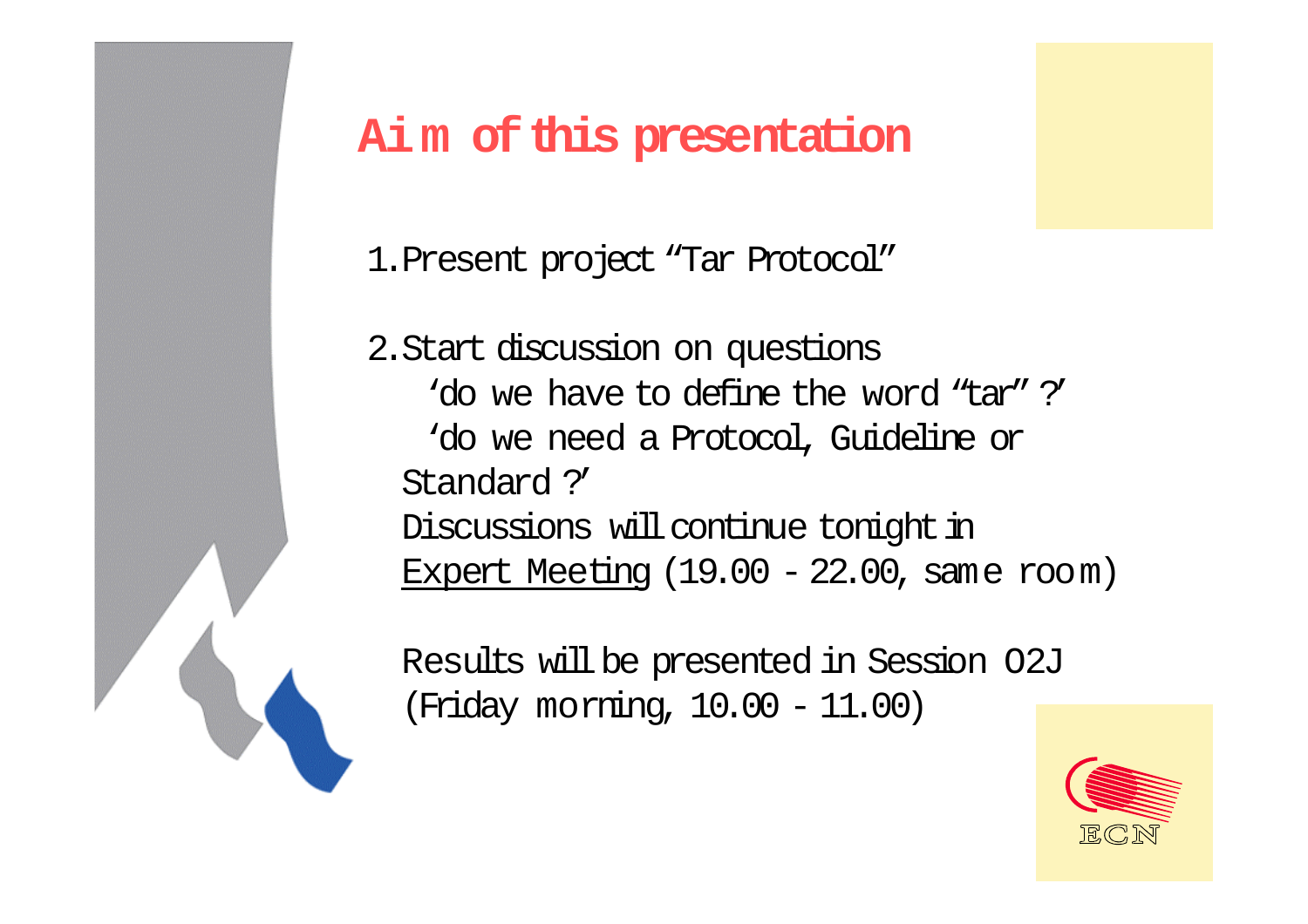# Aim of this presentation

1. Present project "Tar Protocol"

2. Start discussion on questions
   'do we have to define the word "tar"?'
   'do we need a Protocol, Guideline or Standard?'
   Discussions will continue tonight in <u>Expert Meeting</u> (19.00 - 22.00, same room)

   Results will be presented in Session O2J (Friday morning, 10.00 - 11.00)

ECN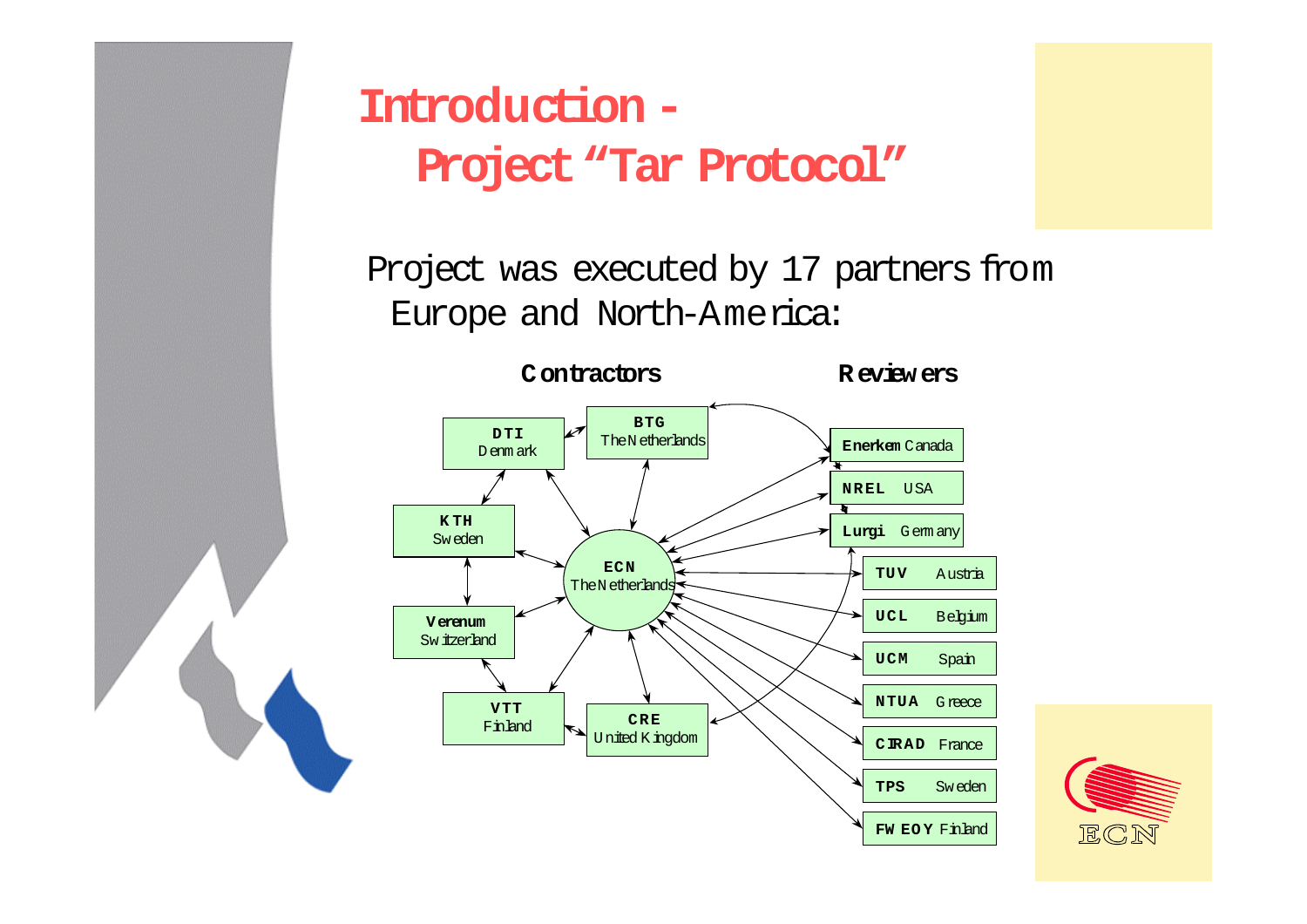# Introduction - Project "Tar Protocol"

Project was executed by 17 partners from Europe and North-America:

**Contractors**

- **DTI** Denmark
- **BTG** The Netherlands
- **KTH** Sweden
- **ECN** The Netherlands
- **Verenum** Switzerland
- **VTT** Finland
- **CRE** United Kingdom

**Reviewers**

- **Enerkem** Canada
- **NREL** USA
- **Lurgi** Germany
- **TUV** Austria
- **UCL** Belgium
- **UCM** Spain
- **NTUA** Greece
- **CIRAD** France
- **TPS** Sweden
- **FW EOY** Finland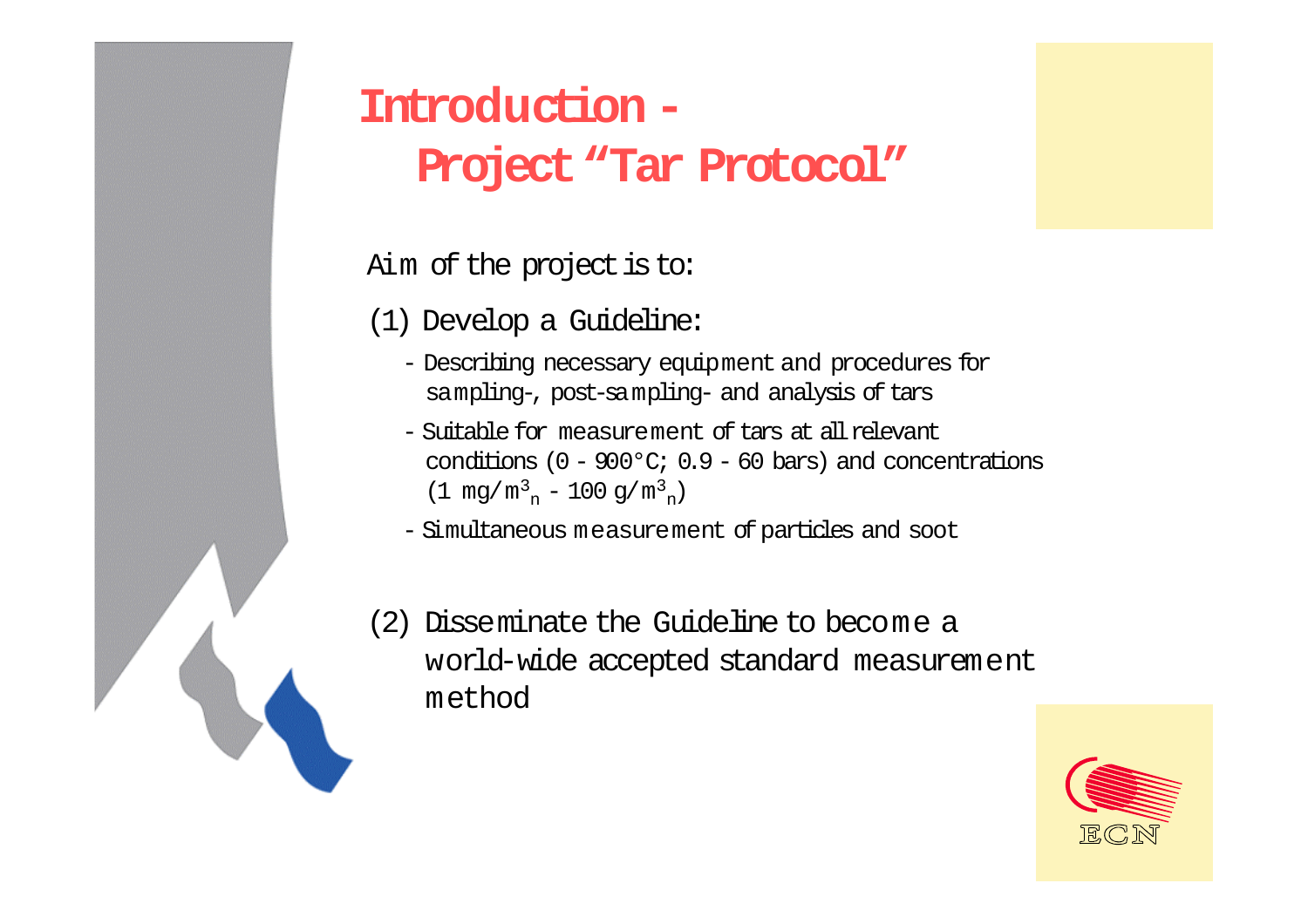# Introduction - Project "Tar Protocol"

Aim of the project is to:

(1) Develop a Guideline:

- Describing necessary equipment and procedures for sampling-, post-sampling- and analysis of tars
- Suitable for measurement of tars at all relevant conditions (0 - 900°C; 0.9 - 60 bars) and concentrations (1 $mg/m^3_n$ - 100 $g/m^3_n$)
- Simultaneous measurement of particles and soot

(2) Disseminate the Guideline to become a world-wide accepted standard measurement method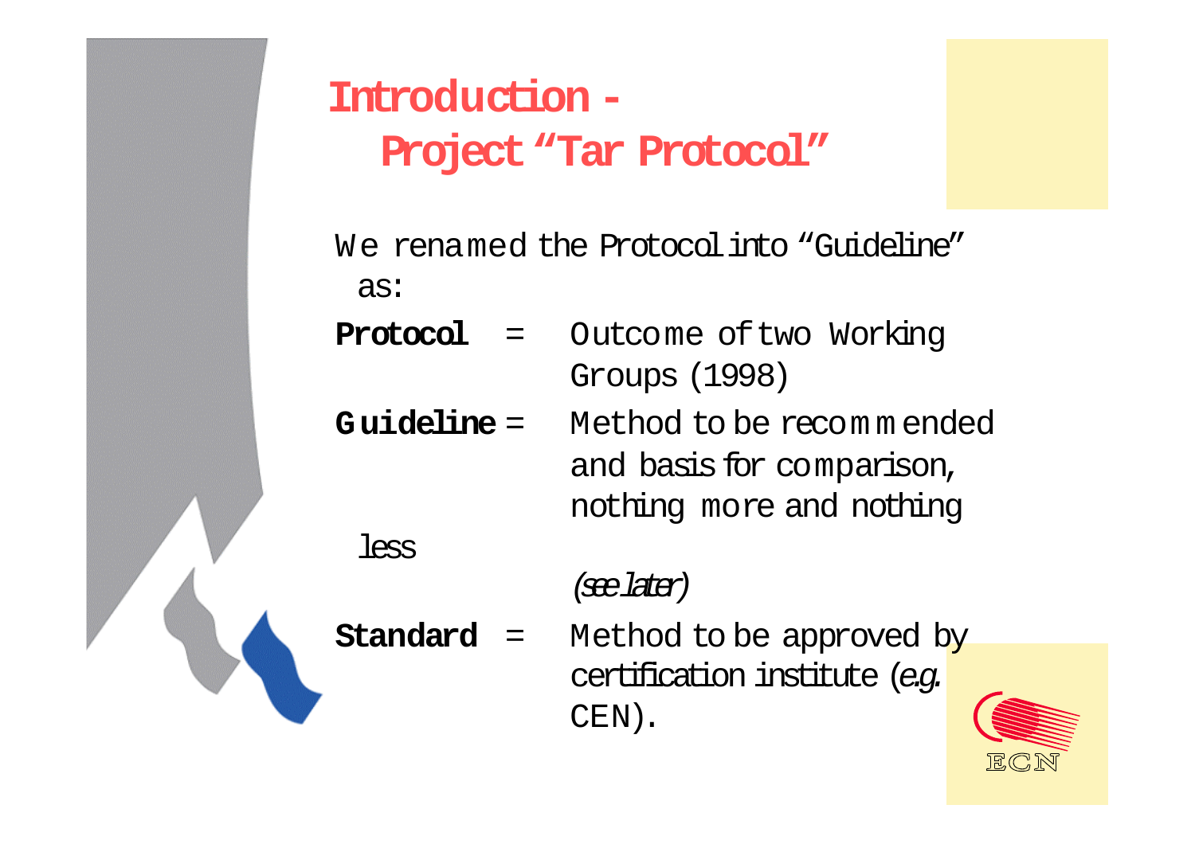# Introduction - Project "Tar Protocol"

We renamed the Protocol into "Guideline" as:

**Protocol** = Outcome of two Working Groups (1998)

**Guideline** = Method to be recommended and basis for comparison, nothing more and nothing less

*(see later)*

**Standard** = Method to be approved by certification institute (*e.g.* CEN).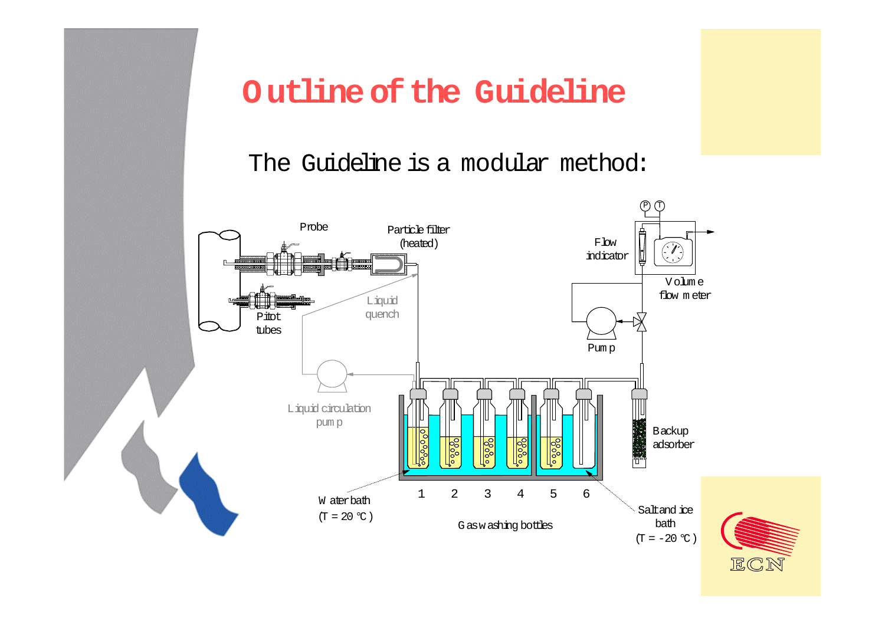# Outline of the Guideline

The Guideline is a modular method:

Probe

Particle filter (heated)

Pitot tubes

Liquid quench

Liquid circulation pump

Flow indicator

Volume flow meter

Pump

Backup adsorber

Water bath (T = 20 °C)

1 2 3 4 5 6

Gas washing bottles

Salt and ice bath (T = -20 °C)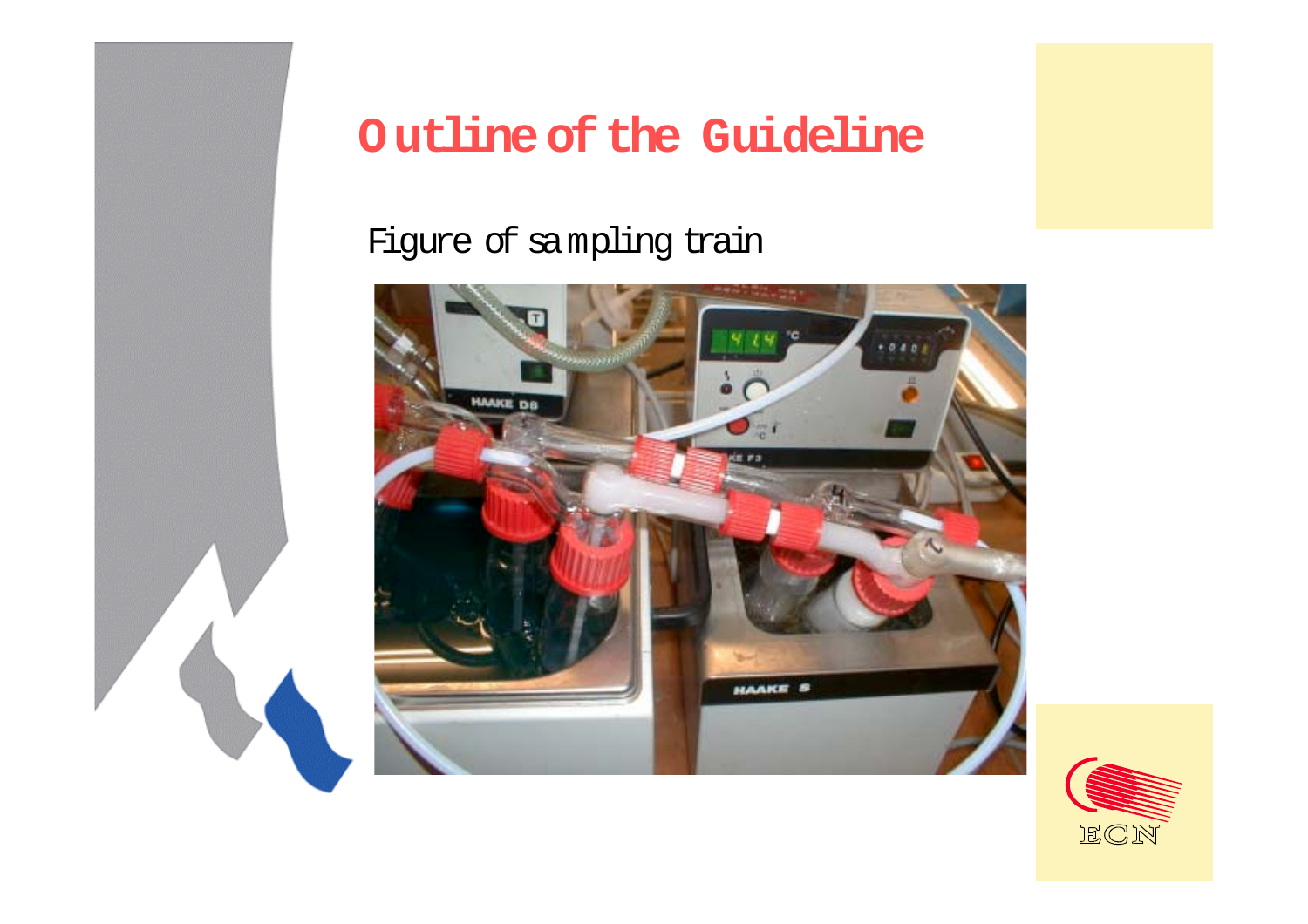# Outline of the Guideline

Figure of sampling train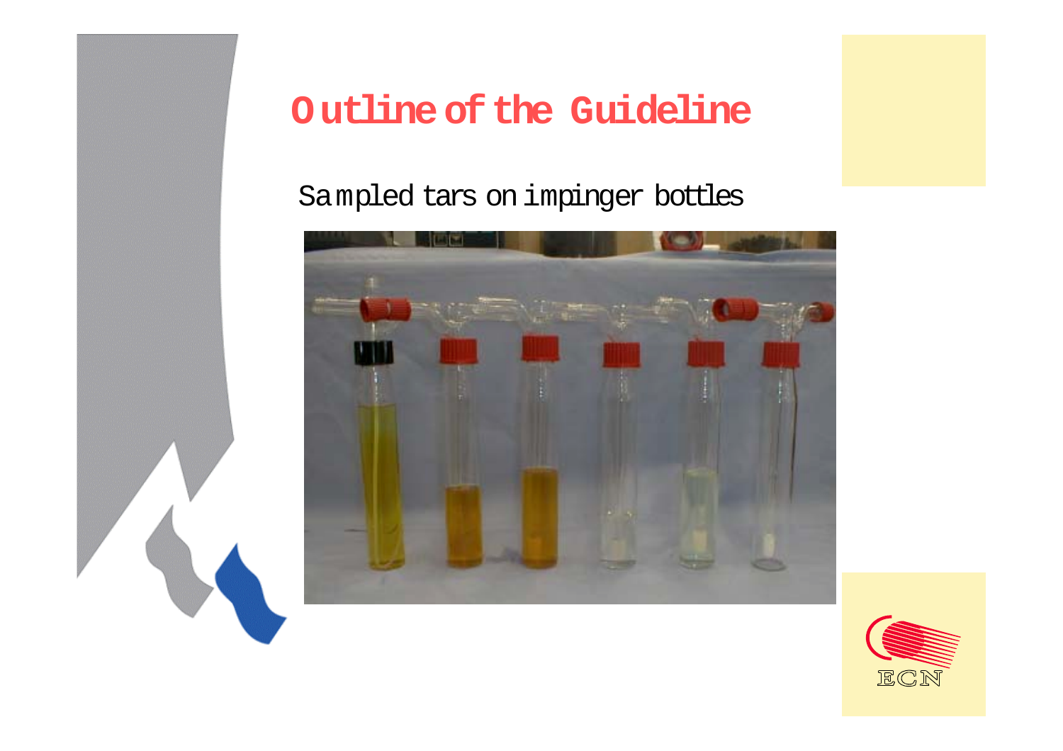# Outline of the Guideline

Sampled tars on impinger bottles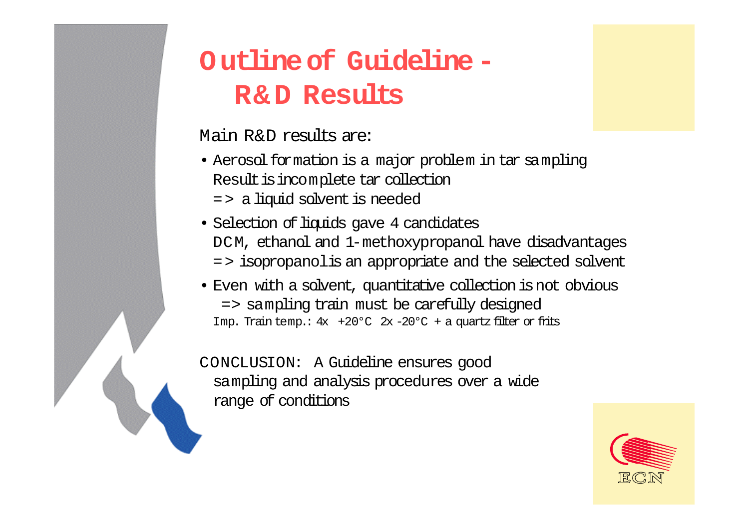# Outline of Guideline - R&D Results

Main R&D results are:

- Aerosol formation is a major problem in tar sampling
  Result is incomplete tar collection
  => a liquid solvent is needed
- Selection of liquids gave 4 candidates
  DCM, ethanol and 1-methoxypropanol have disadvantages
  => isopropanol is an appropriate and the selected solvent
- Even with a solvent, quantitative collection is not obvious
  => sampling train must be carefully designed
  Imp. Train temp.: 4x +20°C 2x -20°C + a quartz filter or frits

CONCLUSION: A Guideline ensures good sampling and analysis procedures over a wide range of conditions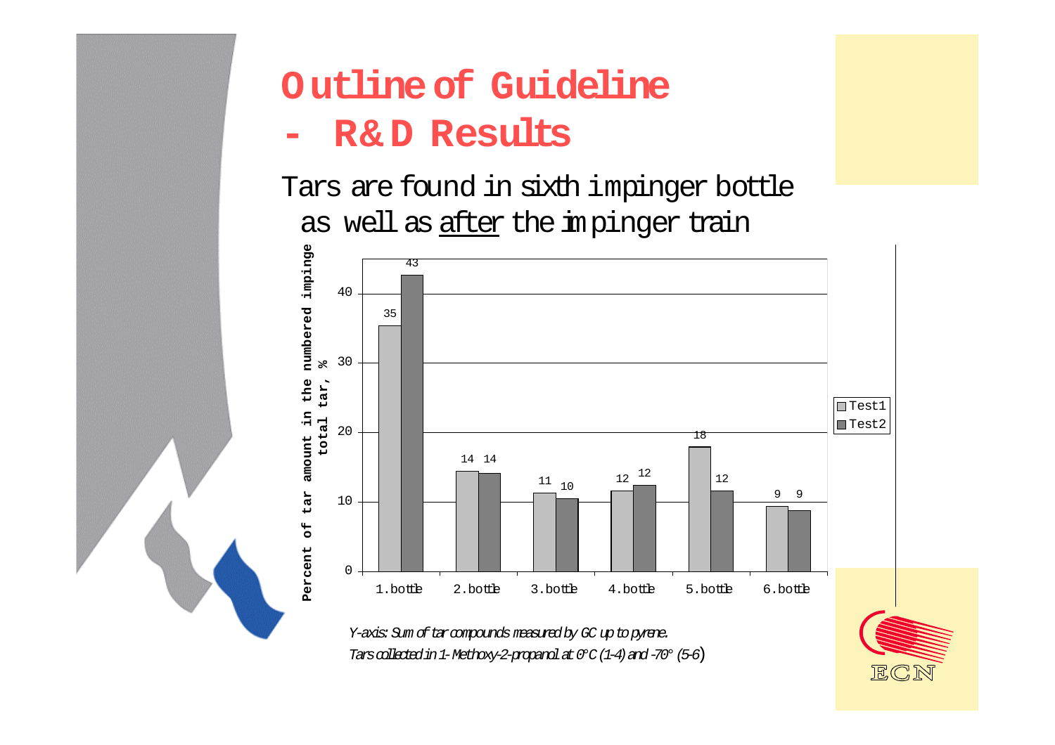# Outline of Guideline
# - R&D Results

Tars are found in sixth impinger bottle as well as after the impinger train

| | 1.bottle | 2.bottle | 3.bottle | 4.bottle | 5.bottle | 6.bottle |
|---|---|---|---|---|---|---|
| Test1 | 35 | 14 | 11 | 12 | 18 | 9 |
| Test2 | 43 | 14 | 10 | 12 | 12 | 9 |

Percent of tar amount in the numbered impinge total tar, %

*Y-axis: Sum of tar compounds measured by GC up to pyrene.*
*Tars collected in 1-Methoxy-2-propanol at 0°C (1-4) and -70° (5-6)*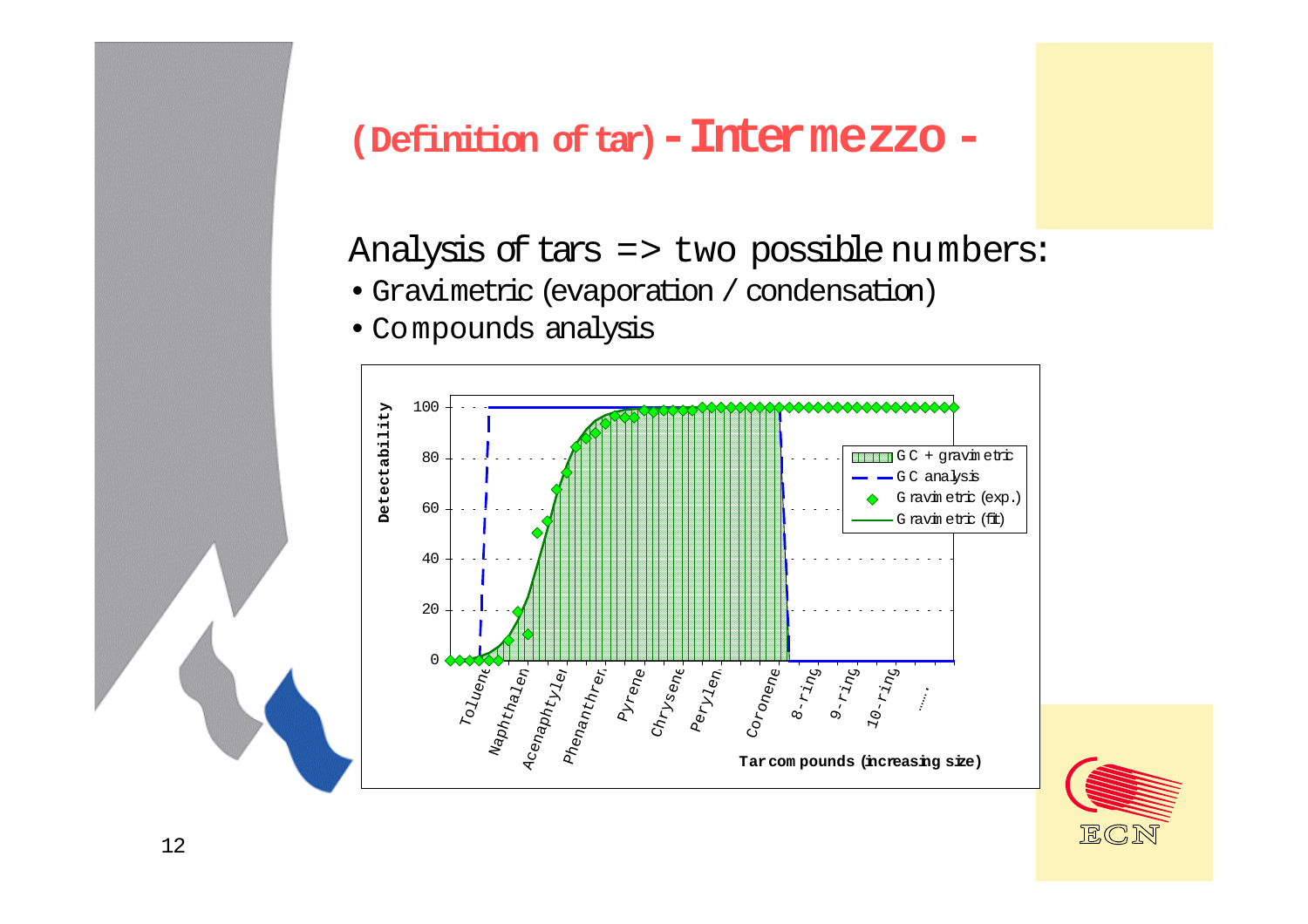# (Definition of tar) - Intermezzo -

Analysis of tars => two possible numbers:

- Gravimetric (evaporation / condensation)
- Compounds analysis

Detectability

100, 80, 60, 40, 20, 0

- GC + gravimetric
- GC analysis
- Gravimetric (exp.)
- Gravimetric (fit)

Toluene, Naphthalene, Acenaphtylene, Phenanthrene, Pyrene, Chrysene, Perylene, Coronene, 8-ring, 9-ring, 10-ring, ......

Tar compounds (increasing size)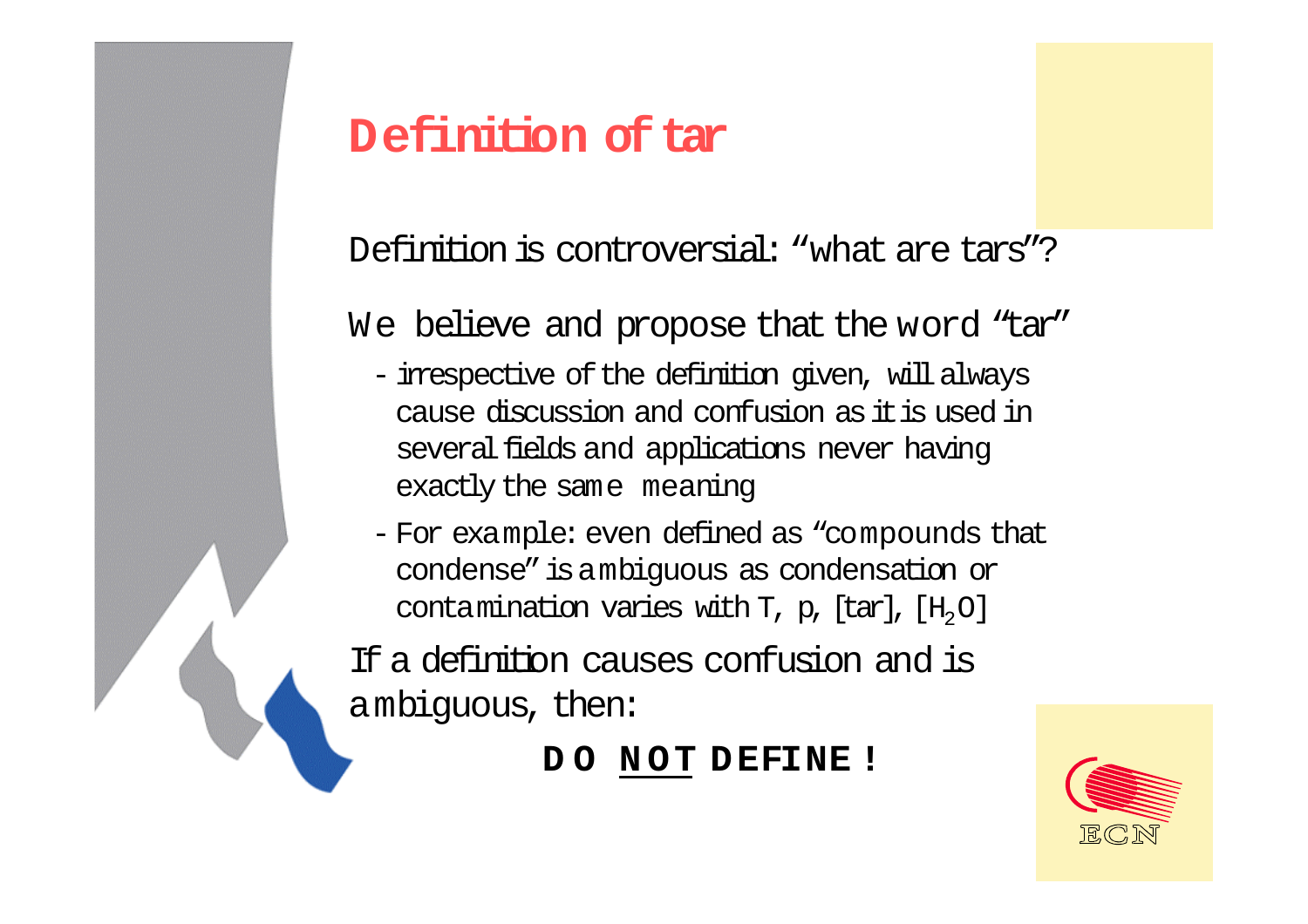# Definition of tar

Definition is controversial: "what are tars"?

We believe and propose that the word "tar"

- irrespective of the definition given, will always cause discussion and confusion as it is used in several fields and applications never having exactly the same meaning
- For example: even defined as "compounds that condense" is ambiguous as condensation or contamination varies with T, p, [tar], [$H_2O$]

If a definition causes confusion and is ambiguous, then:

**DO <u>NOT</u> DEFINE!**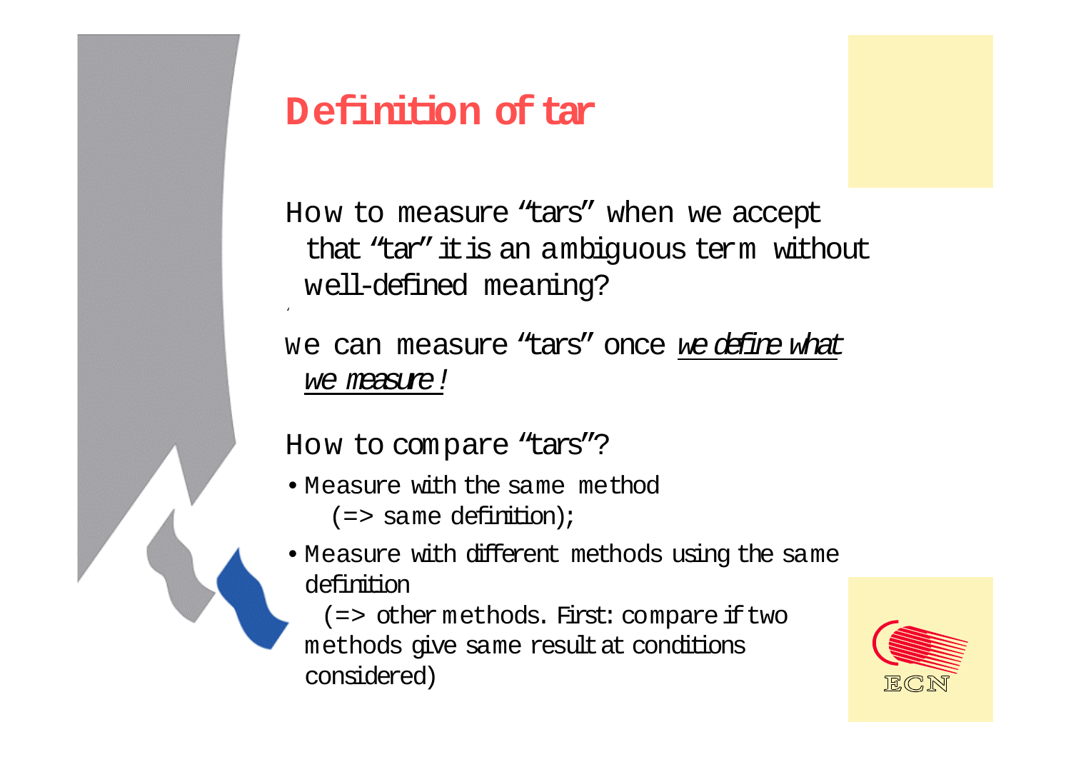# Definition of tar

How to measure "tars" when we accept that "tar" it is an ambiguous term without well-defined meaning?

We can measure "tars" once *we define what we measure!*

How to compare "tars"?

- Measure with the same method
  (=> same definition);
- Measure with different methods using the same definition
  (=> other methods. First: compare if two methods give same result at conditions considered)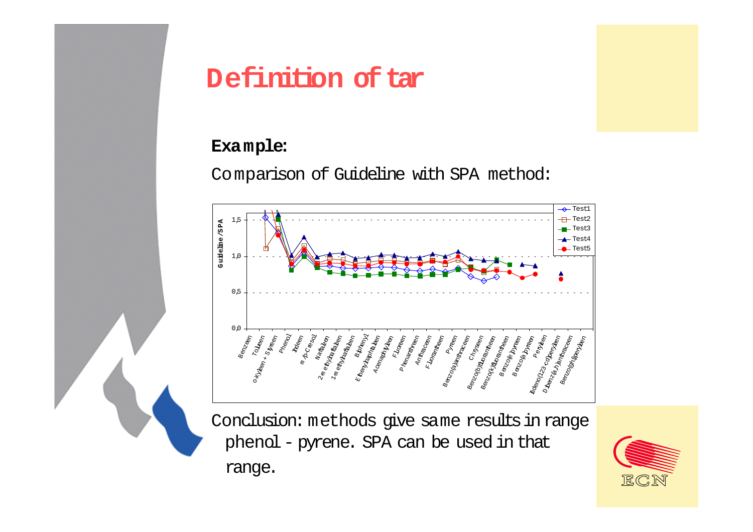# Definition of tar

**Example:**

Comparison of Guideline with SPA method:

Conclusion: methods give same results in range phenol - pyrene. SPA can be used in that range.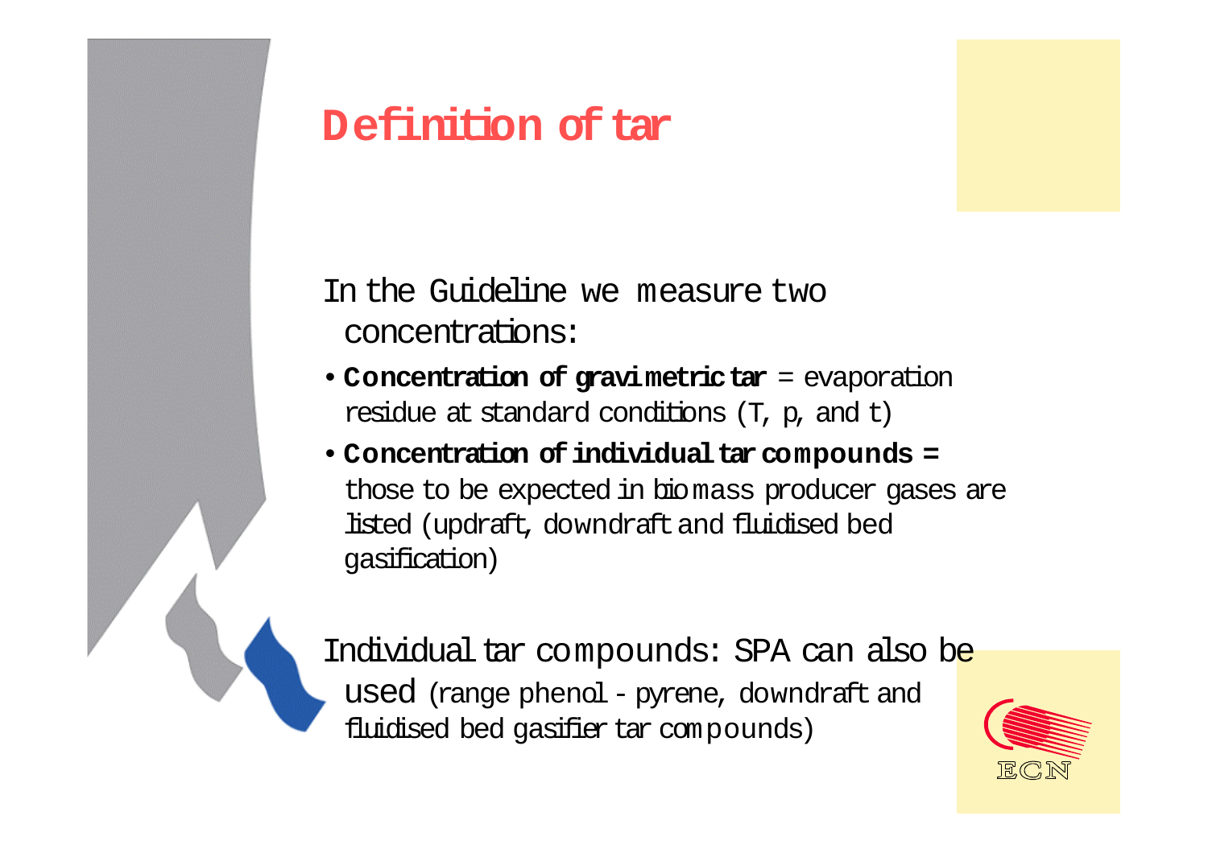# Definition of tar

In the Guideline we measure two concentrations:

- **Concentration of gravimetric tar** = evaporation residue at standard conditions (T, p, and t)
- **Concentration of individual tar compounds =** those to be expected in biomass producer gases are listed (updraft, downdraft and fluidised bed gasification)

Individual tar compounds: SPA can also be used (range phenol - pyrene, downdraft and fluidised bed gasifier tar compounds)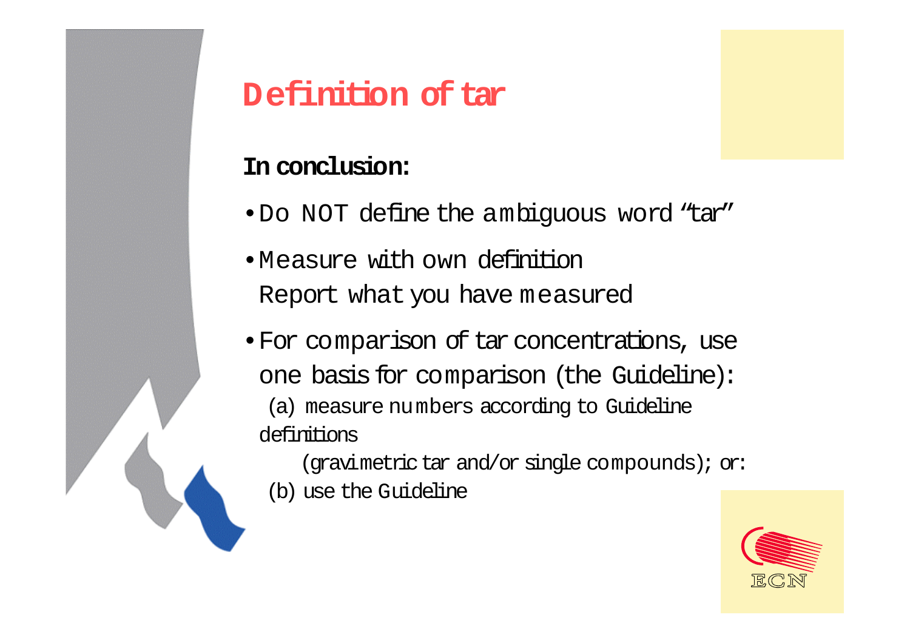# Definition of tar

**In conclusion:**

- Do NOT define the ambiguous word "tar"
- Measure with own definition
  Report what you have measured
- For comparison of tar concentrations, use one basis for comparison (the Guideline):
  (a) measure numbers according to Guideline definitions
  (gravimetric tar and/or single compounds); or:
  (b) use the Guideline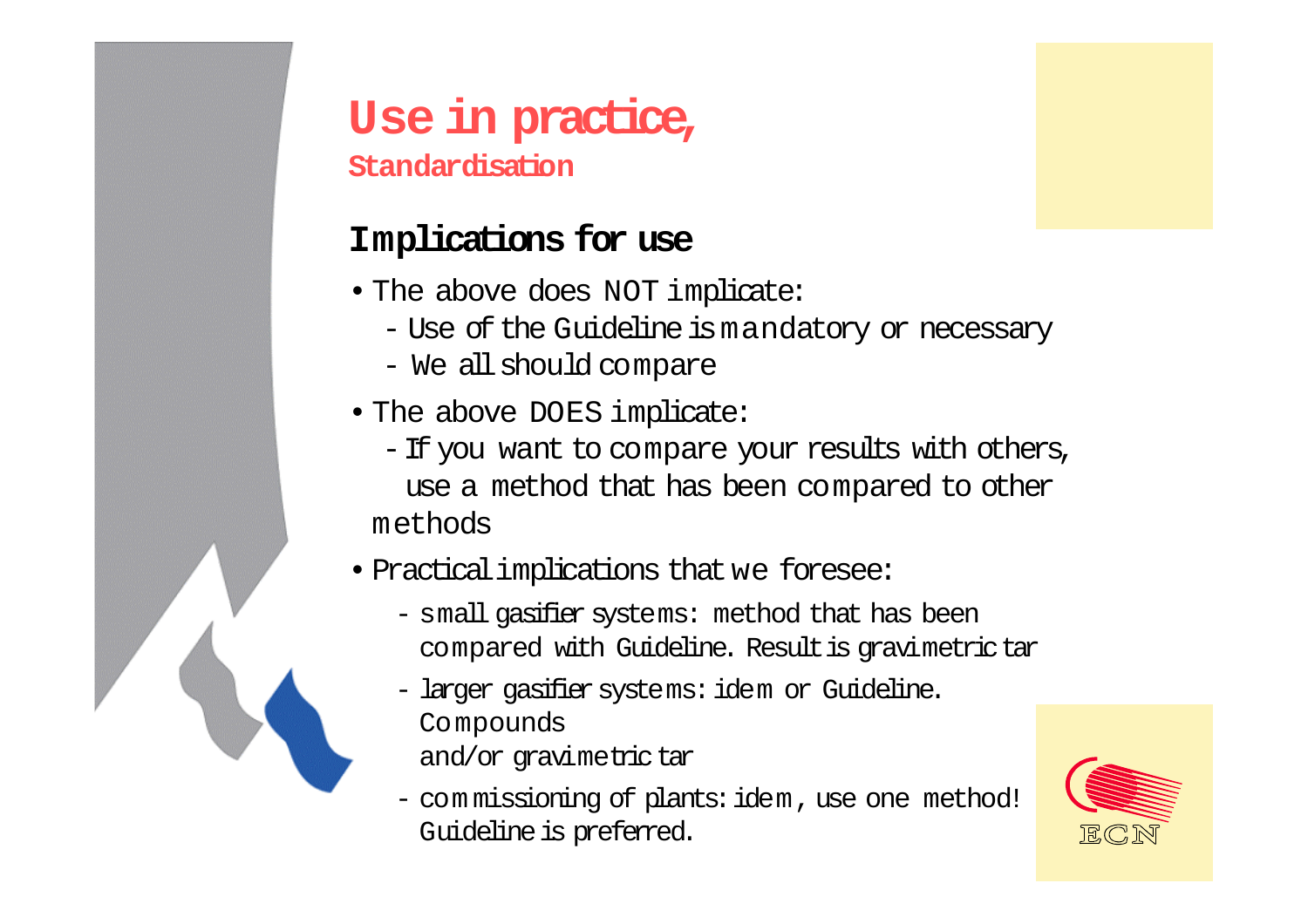# Use in practice,

## Standardisation

### Implications for use

- The above does NOT implicate:
  - Use of the Guideline is mandatory or necessary
  - We all should compare
- The above DOES implicate:
  - If you want to compare your results with others, use a method that has been compared to other methods
- Practical implications that we foresee:
  - small gasifier systems: method that has been compared with Guideline. Result is gravimetric tar
  - larger gasifier systems: idem or Guideline. Compounds and/or gravimetric tar
  - commissioning of plants: idem, use one method! Guideline is preferred.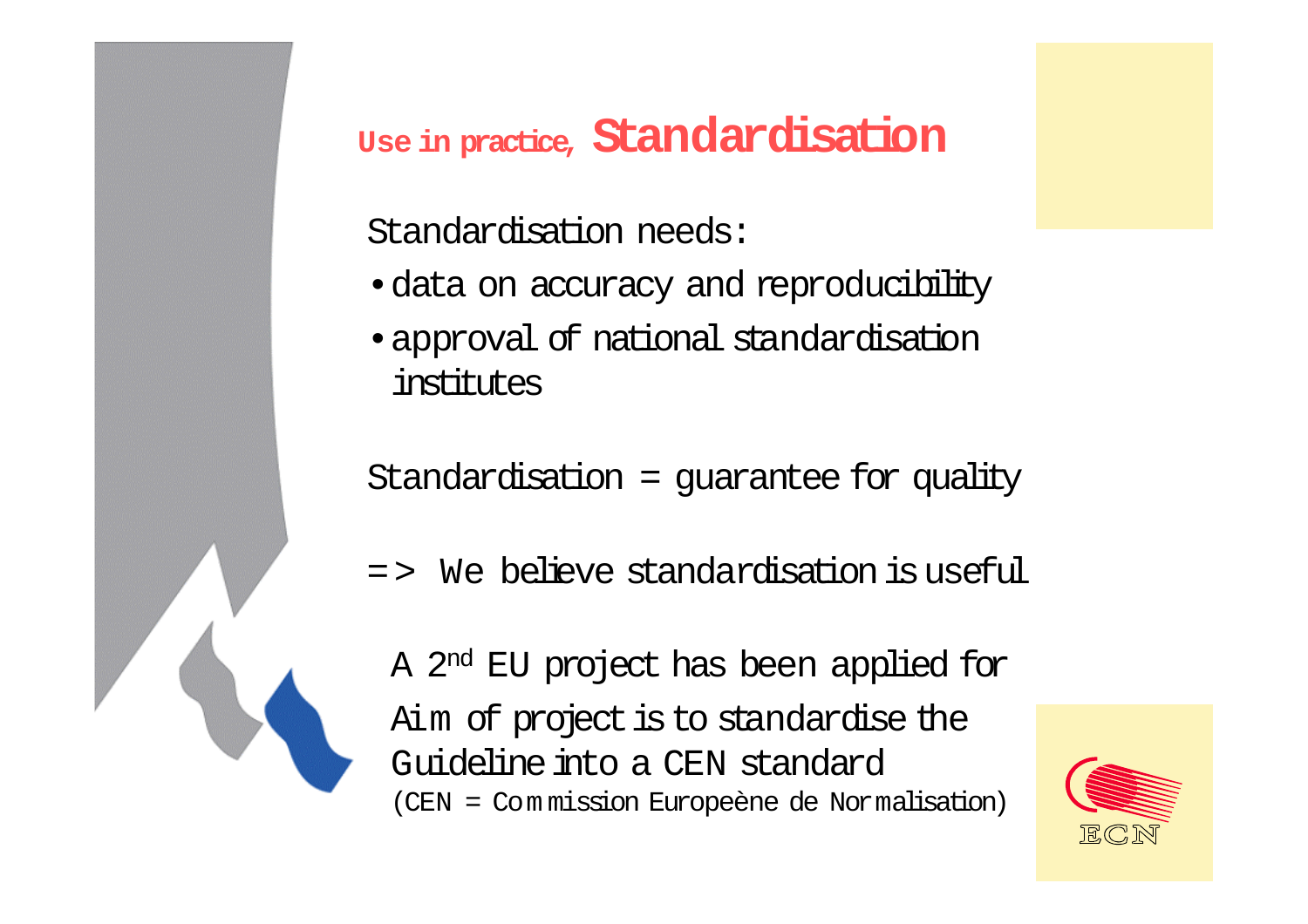# Use in practice, Standardisation

Standardisation needs:

- data on accuracy and reproducibility
- approval of national standardisation institutes

Standardisation = guarantee for quality

=> We believe standardisation is useful

A 2nd EU project has been applied for

Aim of project is to standardise the Guideline into a CEN standard

(CEN = Commission Europeène de Normalisation)

ECN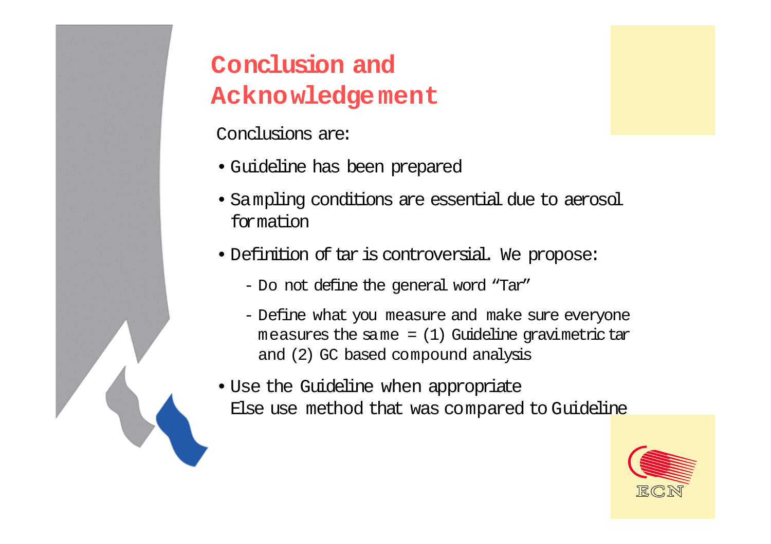# Conclusion and Acknowledgement

Conclusions are:

- Guideline has been prepared
- Sampling conditions are essential due to aerosol formation
- Definition of tar is controversial. We propose:
  - Do not define the general word "Tar"
  - Define what you measure and make sure everyone measures the same = (1) Guideline gravimetric tar and (2) GC based compound analysis
- Use the Guideline when appropriate
  Else use method that was compared to Guideline

ECN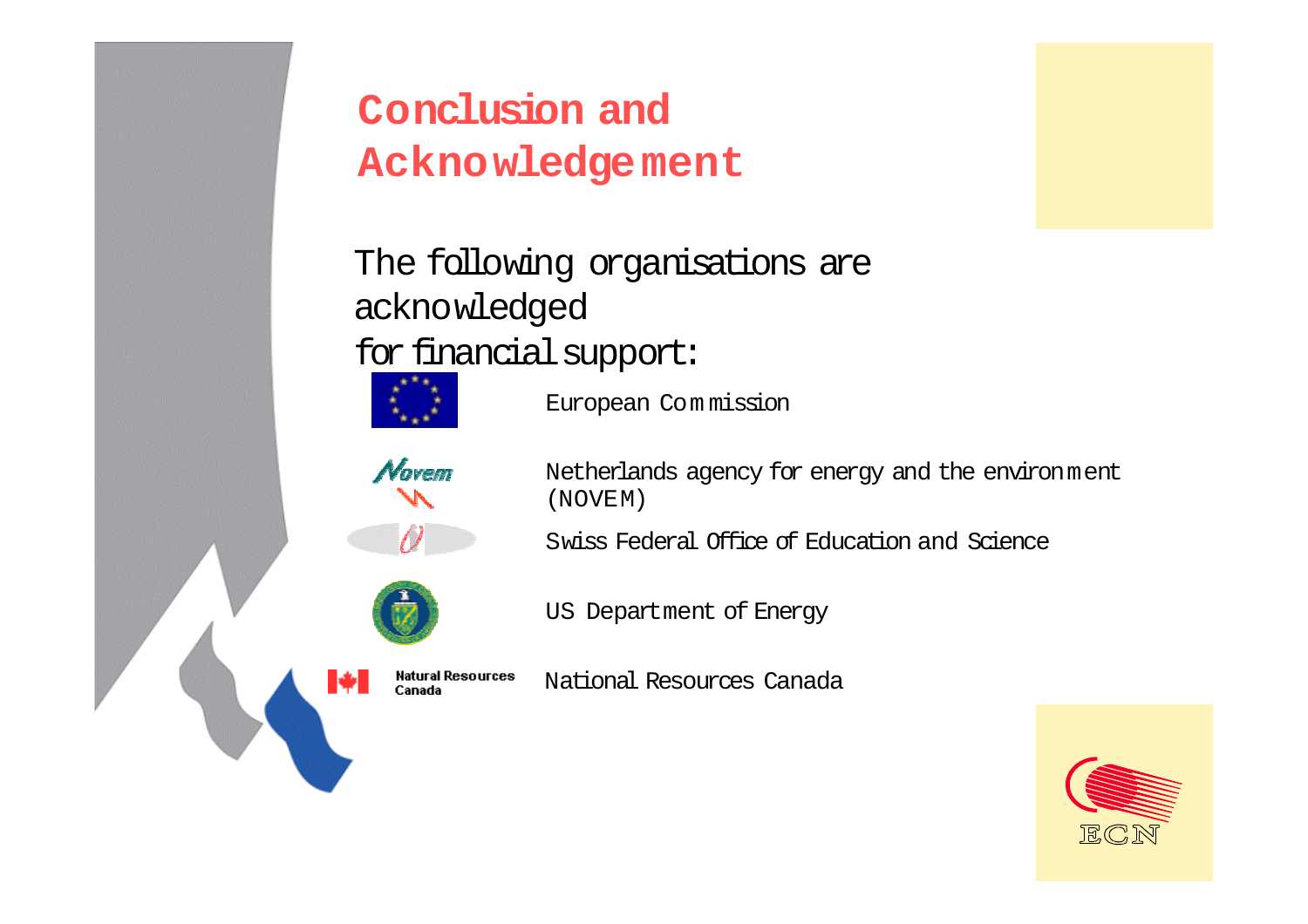# Conclusion and Acknowledgement

The following organisations are acknowledged for financial support:

- European Commission
- Netherlands agency for energy and the environment (NOVEM)
- Swiss Federal Office of Education and Science
- US Department of Energy
- National Resources Canada